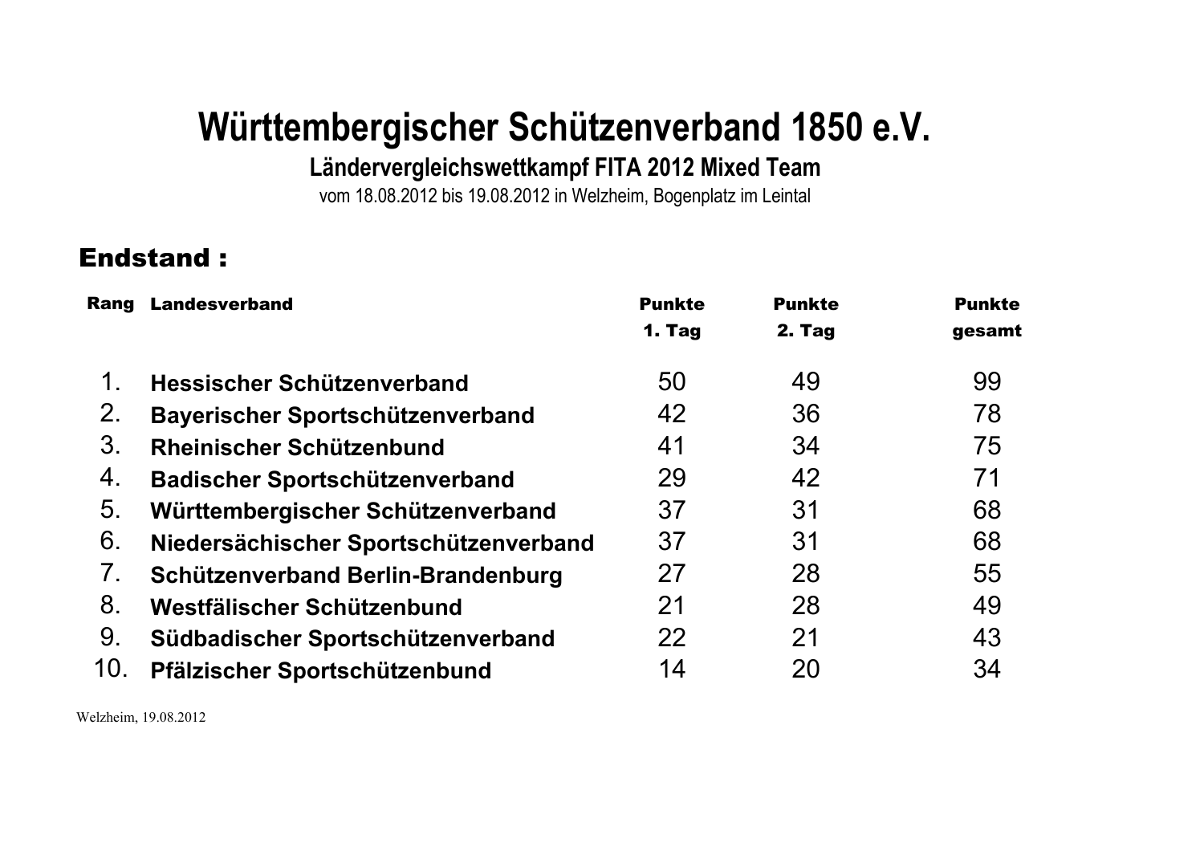# Württembergischer Schützenverband 1850 e.V.

**Ländervergleichswettkampf FITA 2012 Mixed Team**

vom 18.08.2012 bis 19.08.2012 in Welzheim, Bogenplatz im Leintal

## Endstand :

| Rang | Landesverband | Punkte 1. Tag | Punkte 2. Tag | Punkte gesamt |
|---|---|---|---|---|
| 1. | **Hessischer Schützenverband** | 50 | 49 | 99 |
| 2. | **Bayerischer Sportschützenverband** | 42 | 36 | 78 |
| 3. | **Rheinischer Schützenbund** | 41 | 34 | 75 |
| 4. | **Badischer Sportschützenverband** | 29 | 42 | 71 |
| 5. | **Württembergischer Schützenverband** | 37 | 31 | 68 |
| 6. | **Niedersächischer Sportschützenverband** | 37 | 31 | 68 |
| 7. | **Schützenverband Berlin-Brandenburg** | 27 | 28 | 55 |
| 8. | **Westfälischer Schützenbund** | 21 | 28 | 49 |
| 9. | **Südbadischer Sportschützenverband** | 22 | 21 | 43 |
| 10. | **Pfälzischer Sportschützenbund** | 14 | 20 | 34 |

Welzheim, 19.08.2012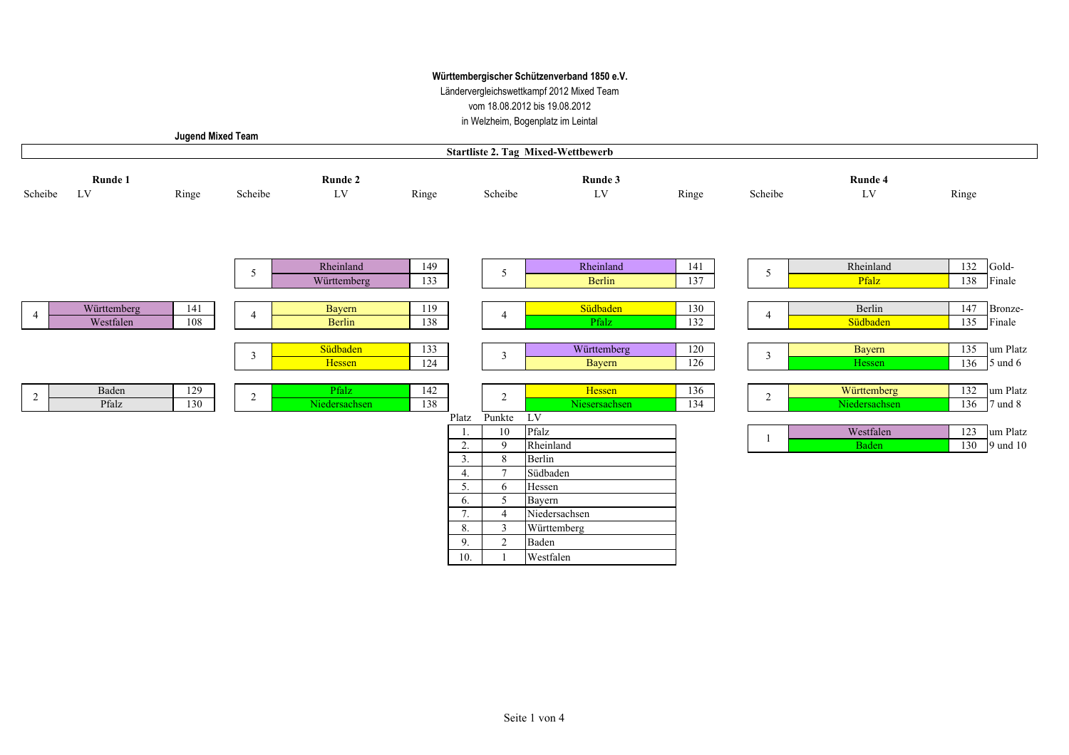**Württembergischer Schützenverband 1850 e.V.**

Ländervergleichswettkampf 2012 Mixed Team

vom 18.08.2012 bis 19.08.2012

in Welzheim, Bogenplatz im Leintal

**Jugend Mixed Team**

**Startliste 2. Tag Mixed-Wettbewerb**

## Runde 1

| Scheibe | LV | Ringe |
|---|---|---|
| 4 | Württemberg | 141 |
| | Westfalen | 108 |
| 2 | Baden | 129 |
| | Pfalz | 130 |

## Runde 2

| Scheibe | LV | Ringe |
|---|---|---|
| 5 | Rheinland | 149 |
| | Württemberg | 133 |
| 4 | Bayern | 119 |
| | Berlin | 138 |
| 3 | Südbaden | 133 |
| | Hessen | 124 |
| 2 | Pfalz | 142 |
| | Niedersachsen | 138 |

## Runde 3

| Scheibe | LV | Ringe |
|---|---|---|
| 5 | Rheinland | 141 |
| | Berlin | 137 |
| 4 | Südbaden | 130 |
| | Pfalz | 132 |
| 3 | Württemberg | 120 |
| | Bayern | 126 |
| 2 | Hessen | 136 |
| | Niesersachsen | 134 |

## Runde 4

| Scheibe | LV | Ringe | |
|---|---|---|---|
| 5 | Rheinland | 132 | Gold- |
| | Pfalz | 138 | Finale |
| 4 | Berlin | 147 | Bronze- |
| | Südbaden | 135 | Finale |
| 3 | Bayern | 135 | um Platz |
| | Hessen | 136 | 5 und 6 |
| 2 | Württemberg | 132 | um Platz |
| | Niedersachsen | 136 | 7 und 8 |
| 1 | Westfalen | 123 | um Platz |
| | Baden | 130 | 9 und 10 |

## Platzierung

| Platz | Punkte | LV |
|---|---|---|
| 1. | 10 | Pfalz |
| 2. | 9 | Rheinland |
| 3. | 8 | Berlin |
| 4. | 7 | Südbaden |
| 5. | 6 | Hessen |
| 6. | 5 | Bayern |
| 7. | 4 | Niedersachsen |
| 8. | 3 | Württemberg |
| 9. | 2 | Baden |
| 10. | 1 | Westfalen |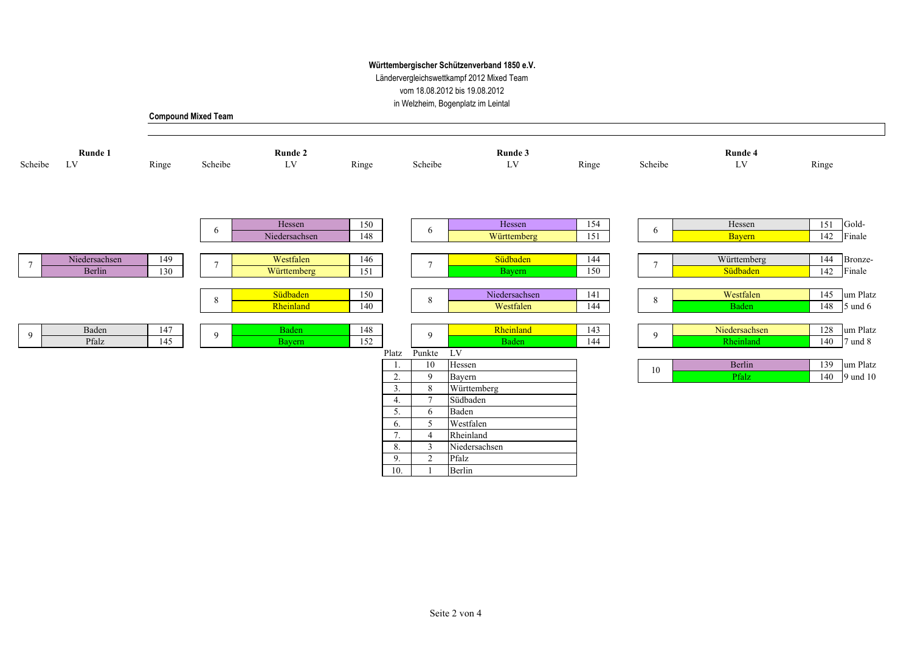**Württembergischer Schützenverband 1850 e.V.**

Ländervergleichswettkampf 2012 Mixed Team

vom 18.08.2012 bis 19.08.2012

in Welzheim, Bogenplatz im Leintal

**Compound Mixed Team**

### Runde 1

| Scheibe | LV | Ringe |
|---|---|---|
| 7 | Niedersachsen | 149 |
| | Berlin | 130 |
| 9 | Baden | 147 |
| | Pfalz | 145 |

### Runde 2

| Scheibe | LV | Ringe |
|---|---|---|
| 6 | Hessen | 150 |
| | Niedersachsen | 148 |
| 7 | Westfalen | 146 |
| | Württemberg | 151 |
| 8 | Südbaden | 150 |
| | Rheinland | 140 |
| 9 | Baden | 148 |
| | Bayern | 152 |

### Runde 3

| Scheibe | LV | Ringe |
|---|---|---|
| 6 | Hessen | 154 |
| | Württemberg | 151 |
| 7 | Südbaden | 144 |
| | Bayern | 150 |
| 8 | Niedersachsen | 141 |
| | Westfalen | 144 |
| 9 | Rheinland | 143 |
| | Baden | 144 |

### Runde 4

| Scheibe | LV | Ringe | |
|---|---|---|---|
| 6 | Hessen | 151 | Gold- |
| | Bayern | 142 | Finale |
| 7 | Württemberg | 144 | Bronze- |
| | Südbaden | 142 | Finale |
| 8 | Westfalen | 145 | um Platz |
| | Baden | 148 | 5 und 6 |
| 9 | Niedersachsen | 128 | um Platz |
| | Rheinland | 140 | 7 und 8 |
| 10 | Berlin | 139 | um Platz |
| | Pfalz | 140 | 9 und 10 |

| Platz | Punkte | LV |
|---|---|---|
| 1. | 10 | Hessen |
| 2. | 9 | Bayern |
| 3. | 8 | Württemberg |
| 4. | 7 | Südbaden |
| 5. | 6 | Baden |
| 6. | 5 | Westfalen |
| 7. | 4 | Rheinland |
| 8. | 3 | Niedersachsen |
| 9. | 2 | Pfalz |
| 10. | 1 | Berlin |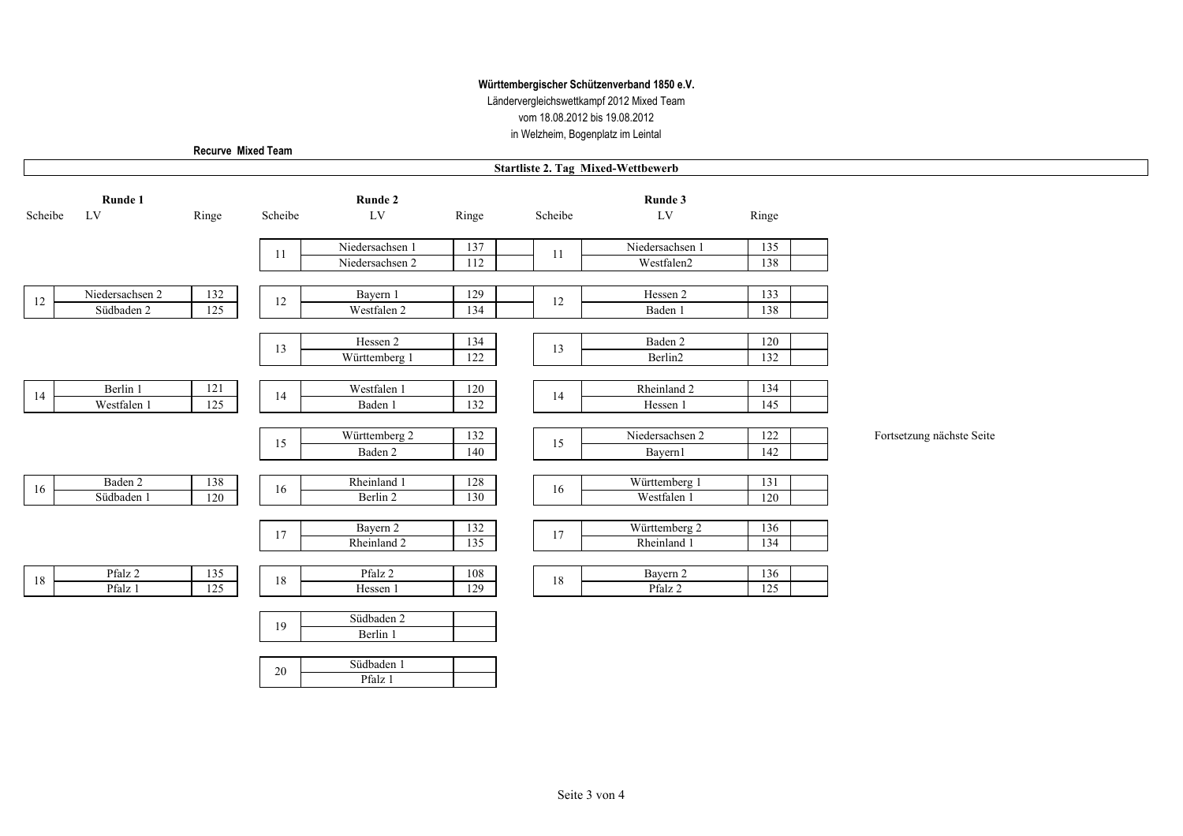**Württembergischer Schützenverband 1850 e.V.**

Ländervergleichswettkampf 2012 Mixed Team

vom 18.08.2012 bis 19.08.2012

in Welzheim, Bogenplatz im Leintal

**Recurve Mixed Team**

**Startliste 2. Tag Mixed-Wettbewerb**

| Runde 1 | | | Runde 2 | | | Runde 3 | | |
|---|---|---|---|---|---|---|---|---|
| Scheibe | LV | Ringe | Scheibe | LV | Ringe | Scheibe | LV | Ringe |
| | | | 11 | Niedersachsen 1 | 137 | 11 | Niedersachsen 1 | 135 |
| | | | | Niedersachsen 2 | 112 | | Westfalen2 | 138 |
| 12 | Niedersachsen 2 | 132 | 12 | Bayern 1 | 129 | 12 | Hessen 2 | 133 |
| | Südbaden 2 | 125 | | Westfalen 2 | 134 | | Baden 1 | 138 |
| | | | 13 | Hessen 2 | 134 | 13 | Baden 2 | 120 |
| | | | | Württemberg 1 | 122 | | Berlin2 | 132 |
| 14 | Berlin 1 | 121 | 14 | Westfalen 1 | 120 | 14 | Rheinland 2 | 134 |
| | Westfalen 1 | 125 | | Baden 1 | 132 | | Hessen 1 | 145 |
| | | | 15 | Württemberg 2 | 132 | 15 | Niedersachsen 2 | 122 |
| | | | | Baden 2 | 140 | | Bayern1 | 142 |
| 16 | Baden 2 | 138 | 16 | Rheinland 1 | 128 | 16 | Württemberg 1 | 131 |
| | Südbaden 1 | 120 | | Berlin 2 | 130 | | Westfalen 1 | 120 |
| | | | 17 | Bayern 2 | 132 | 17 | Württemberg 2 | 136 |
| | | | | Rheinland 2 | 135 | | Rheinland 1 | 134 |
| 18 | Pfalz 2 | 135 | 18 | Pfalz 2 | 108 | 18 | Bayern 2 | 136 |
| | Pfalz 1 | 125 | | Hessen 1 | 129 | | Pfalz 2 | 125 |
| | | | 19 | Südbaden 2 | | | | |
| | | | | Berlin 1 | | | | |
| | | | 20 | Südbaden 1 | | | | |
| | | | | Pfalz 1 | | | | |

Fortsetzung nächste Seite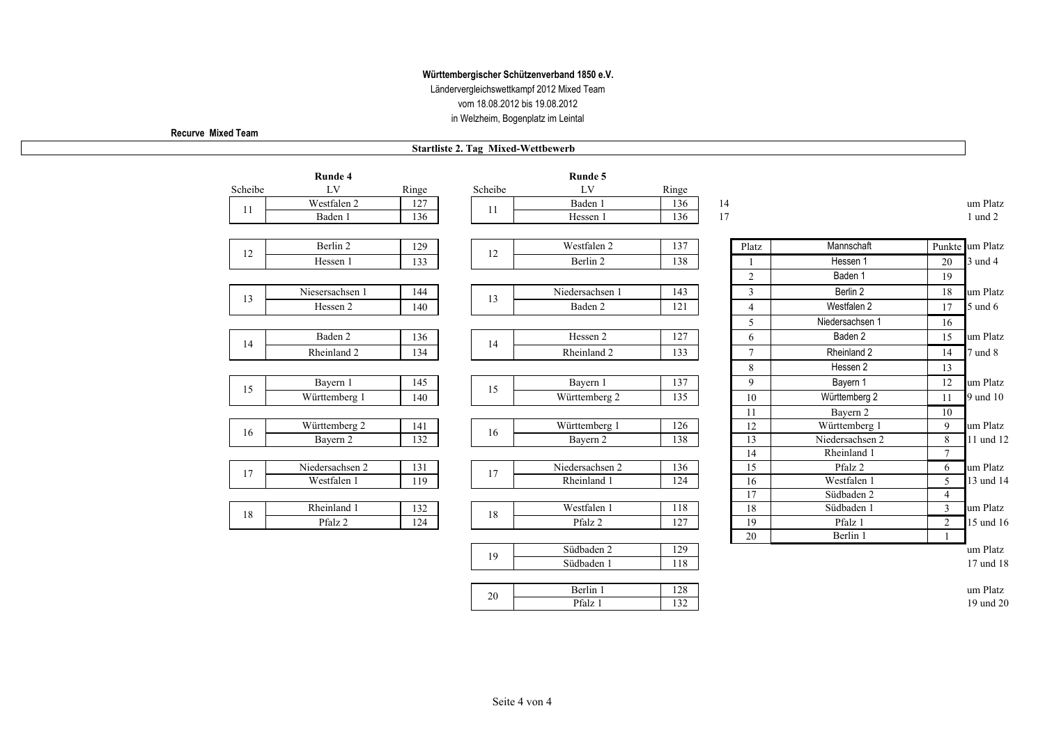**Württembergischer Schützenverband 1850 e.V.**

Ländervergleichswettkampf 2012 Mixed Team

vom 18.08.2012 bis 19.08.2012

in Welzheim, Bogenplatz im Leintal

**Recurve Mixed Team**

**Startliste 2. Tag Mixed-Wettbewerb**

| Runde 4 Scheibe | LV | Ringe | Runde 5 Scheibe | LV | Ringe | | |
|---|---|---|---|---|---|---|---|
| 11 | Westfalen 2 | 127 | 11 | Baden 1 | 136 | 14 | um Platz |
| | Baden 1 | 136 | | Hessen 1 | 136 | 17 | 1 und 2 |
| 12 | Berlin 2 | 129 | 12 | Westfalen 2 | 137 | | um Platz |
| | Hessen 1 | 133 | | Berlin 2 | 138 | | 3 und 4 |
| 13 | Niesersachsen 1 | 144 | 13 | Niedersachsen 1 | 143 | | um Platz |
| | Hessen 2 | 140 | | Baden 2 | 121 | | 5 und 6 |
| 14 | Baden 2 | 136 | 14 | Hessen 2 | 127 | | um Platz |
| | Rheinland 2 | 134 | | Rheinland 2 | 133 | | 7 und 8 |
| 15 | Bayern 1 | 145 | 15 | Bayern 1 | 137 | | um Platz |
| | Württemberg 1 | 140 | | Württemberg 2 | 135 | | 9 und 10 |
| 16 | Württemberg 2 | 141 | 16 | Württemberg 1 | 126 | | um Platz |
| | Bayern 2 | 132 | | Bayern 2 | 138 | | 11 und 12 |
| 17 | Niedersachsen 2 | 131 | 17 | Niedersachsen 2 | 136 | | um Platz |
| | Westfalen 1 | 119 | | Rheinland 1 | 124 | | 13 und 14 |
| 18 | Rheinland 1 | 132 | 18 | Westfalen 1 | 118 | | um Platz |
| | Pfalz 2 | 124 | | Pfalz 2 | 127 | | 15 und 16 |
| | | | 19 | Südbaden 2 | 129 | | um Platz |
| | | | | Südbaden 1 | 118 | | 17 und 18 |
| | | | 20 | Berlin 1 | 128 | | um Platz |
| | | | | Pfalz 1 | 132 | | 19 und 20 |

| Platz | Mannschaft | Punkte |
|---|---|---|
| 1 | Hessen 1 | 20 |
| 2 | Baden 1 | 19 |
| 3 | Berlin 2 | 18 |
| 4 | Westfalen 2 | 17 |
| 5 | Niedersachsen 1 | 16 |
| 6 | Baden 2 | 15 |
| 7 | Rheinland 2 | 14 |
| 8 | Hessen 2 | 13 |
| 9 | Bayern 1 | 12 |
| 10 | Württemberg 2 | 11 |
| 11 | Bayern 2 | 10 |
| 12 | Württemberg 1 | 9 |
| 13 | Niedersachsen 2 | 8 |
| 14 | Rheinland 1 | 7 |
| 15 | Pfalz 2 | 6 |
| 16 | Westfalen 1 | 5 |
| 17 | Südbaden 2 | 4 |
| 18 | Südbaden 1 | 3 |
| 19 | Pfalz 1 | 2 |
| 20 | Berlin 1 | 1 |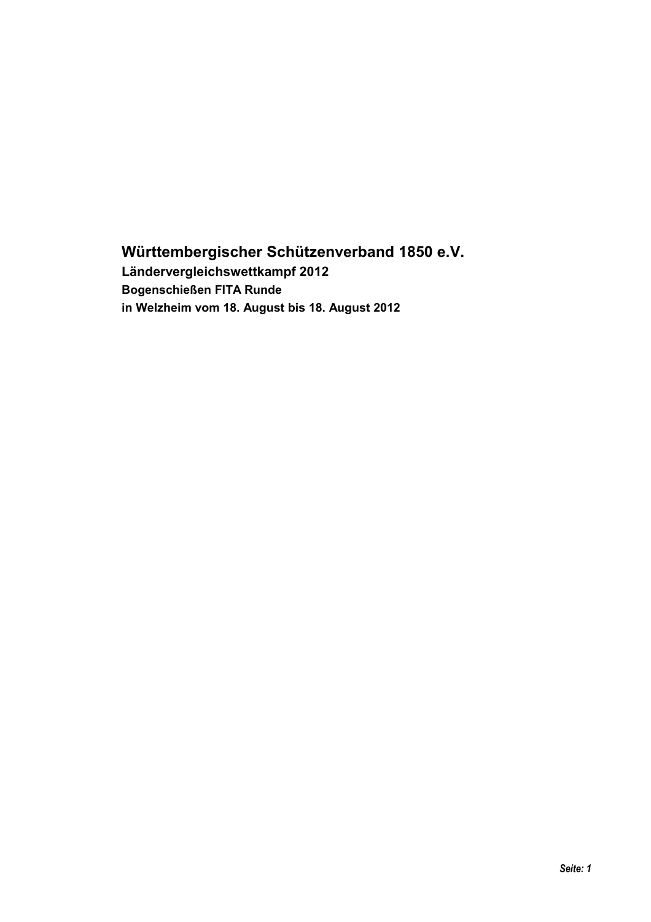# Württembergischer Schützenverband 1850 e.V.

**Ländervergleichswettkampf 2012**

**Bogenschießen FITA Runde**

**in Welzheim vom 18. August bis 18. August 2012**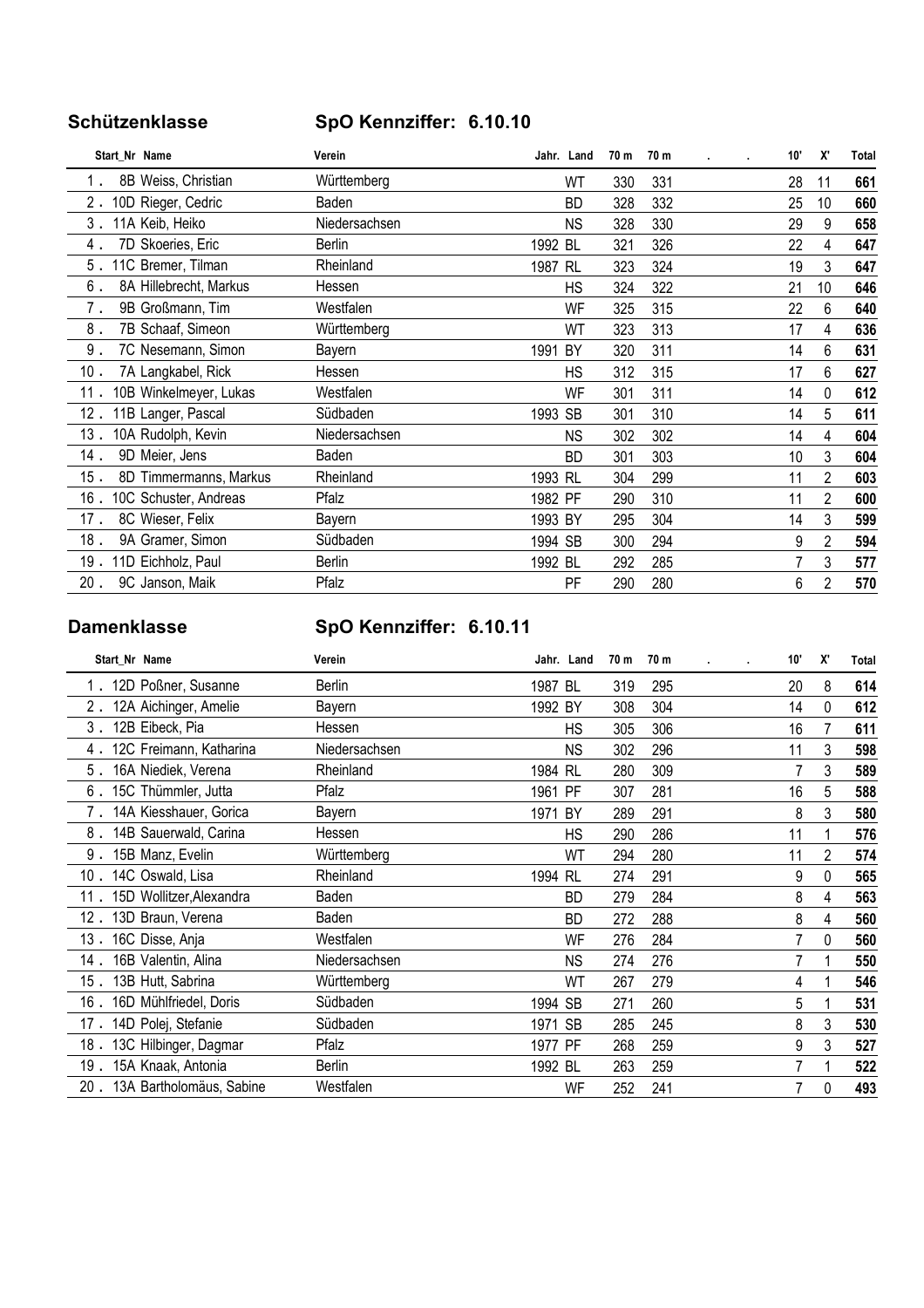## Schützenklasse

### SpO Kennziffer: 6.10.10

| | Start_Nr | Name | Verein | Jahr. | Land | 70 m | 70 m | . | . | 10' | X' | Total |
|---|---|---|---|---|---|---|---|---|---|---|---|---|
| 1. | 8B | Weiss, Christian | Württemberg | | WT | 330 | 331 | | | 28 | 11 | **661** |
| 2. | 10D | Rieger, Cedric | Baden | | BD | 328 | 332 | | | 25 | 10 | **660** |
| 3. | 11A | Keib, Heiko | Niedersachsen | | NS | 328 | 330 | | | 29 | 9 | **658** |
| 4. | 7D | Skoeries, Eric | Berlin | 1992 | BL | 321 | 326 | | | 22 | 4 | **647** |
| 5. | 11C | Bremer, Tilman | Rheinland | 1987 | RL | 323 | 324 | | | 19 | 3 | **647** |
| 6. | 8A | Hillebrecht, Markus | Hessen | | HS | 324 | 322 | | | 21 | 10 | **646** |
| 7. | 9B | Großmann, Tim | Westfalen | | WF | 325 | 315 | | | 22 | 6 | **640** |
| 8. | 7B | Schaaf, Simeon | Württemberg | | WT | 323 | 313 | | | 17 | 4 | **636** |
| 9. | 7C | Nesemann, Simon | Bayern | 1991 | BY | 320 | 311 | | | 14 | 6 | **631** |
| 10. | 7A | Langkabel, Rick | Hessen | | HS | 312 | 315 | | | 17 | 6 | **627** |
| 11. | 10B | Winkelmeyer, Lukas | Westfalen | | WF | 301 | 311 | | | 14 | 0 | **612** |
| 12. | 11B | Langer, Pascal | Südbaden | 1993 | SB | 301 | 310 | | | 14 | 5 | **611** |
| 13. | 10A | Rudolph, Kevin | Niedersachsen | | NS | 302 | 302 | | | 14 | 4 | **604** |
| 14. | 9D | Meier, Jens | Baden | | BD | 301 | 303 | | | 10 | 3 | **604** |
| 15. | 8D | Timmermanns, Markus | Rheinland | 1993 | RL | 304 | 299 | | | 11 | 2 | **603** |
| 16. | 10C | Schuster, Andreas | Pfalz | 1982 | PF | 290 | 310 | | | 11 | 2 | **600** |
| 17. | 8C | Wieser, Felix | Bayern | 1993 | BY | 295 | 304 | | | 14 | 3 | **599** |
| 18. | 9A | Gramer, Simon | Südbaden | 1994 | SB | 300 | 294 | | | 9 | 2 | **594** |
| 19. | 11D | Eichholz, Paul | Berlin | 1992 | BL | 292 | 285 | | | 7 | 3 | **577** |
| 20. | 9C | Janson, Maik | Pfalz | | PF | 290 | 280 | | | 6 | 2 | **570** |

## Damenklasse

### SpO Kennziffer: 6.10.11

| | Start_Nr | Name | Verein | Jahr. | Land | 70 m | 70 m | . | . | 10' | X' | Total |
|---|---|---|---|---|---|---|---|---|---|---|---|---|
| 1. | 12D | Poßner, Susanne | Berlin | 1987 | BL | 319 | 295 | | | 20 | 8 | **614** |
| 2. | 12A | Aichinger, Amelie | Bayern | 1992 | BY | 308 | 304 | | | 14 | 0 | **612** |
| 3. | 12B | Eibeck, Pia | Hessen | | HS | 305 | 306 | | | 16 | 7 | **611** |
| 4. | 12C | Freimann, Katharina | Niedersachsen | | NS | 302 | 296 | | | 11 | 3 | **598** |
| 5. | 16A | Niediek, Verena | Rheinland | 1984 | RL | 280 | 309 | | | 7 | 3 | **589** |
| 6. | 15C | Thümmler, Jutta | Pfalz | 1961 | PF | 307 | 281 | | | 16 | 5 | **588** |
| 7. | 14A | Kiesshauer, Gorica | Bayern | 1971 | BY | 289 | 291 | | | 8 | 3 | **580** |
| 8. | 14B | Sauerwald, Carina | Hessen | | HS | 290 | 286 | | | 11 | 1 | **576** |
| 9. | 15B | Manz, Evelin | Württemberg | | WT | 294 | 280 | | | 11 | 2 | **574** |
| 10. | 14C | Oswald, Lisa | Rheinland | 1994 | RL | 274 | 291 | | | 9 | 0 | **565** |
| 11. | 15D | Wollitzer,Alexandra | Baden | | BD | 279 | 284 | | | 8 | 4 | **563** |
| 12. | 13D | Braun, Verena | Baden | | BD | 272 | 288 | | | 8 | 4 | **560** |
| 13. | 16C | Disse, Anja | Westfalen | | WF | 276 | 284 | | | 7 | 0 | **560** |
| 14. | 16B | Valentin, Alina | Niedersachsen | | NS | 274 | 276 | | | 7 | 1 | **550** |
| 15. | 13B | Hutt, Sabrina | Württemberg | | WT | 267 | 279 | | | 4 | 1 | **546** |
| 16. | 16D | Mühlfriedel, Doris | Südbaden | 1994 | SB | 271 | 260 | | | 5 | 1 | **531** |
| 17. | 14D | Polej, Stefanie | Südbaden | 1971 | SB | 285 | 245 | | | 8 | 3 | **530** |
| 18. | 13C | Hilbinger, Dagmar | Pfalz | 1977 | PF | 268 | 259 | | | 9 | 3 | **527** |
| 19. | 15A | Knaak, Antonia | Berlin | 1992 | BL | 263 | 259 | | | 7 | 1 | **522** |
| 20. | 13A | Bartholomäus, Sabine | Westfalen | | WF | 252 | 241 | | | 7 | 0 | **493** |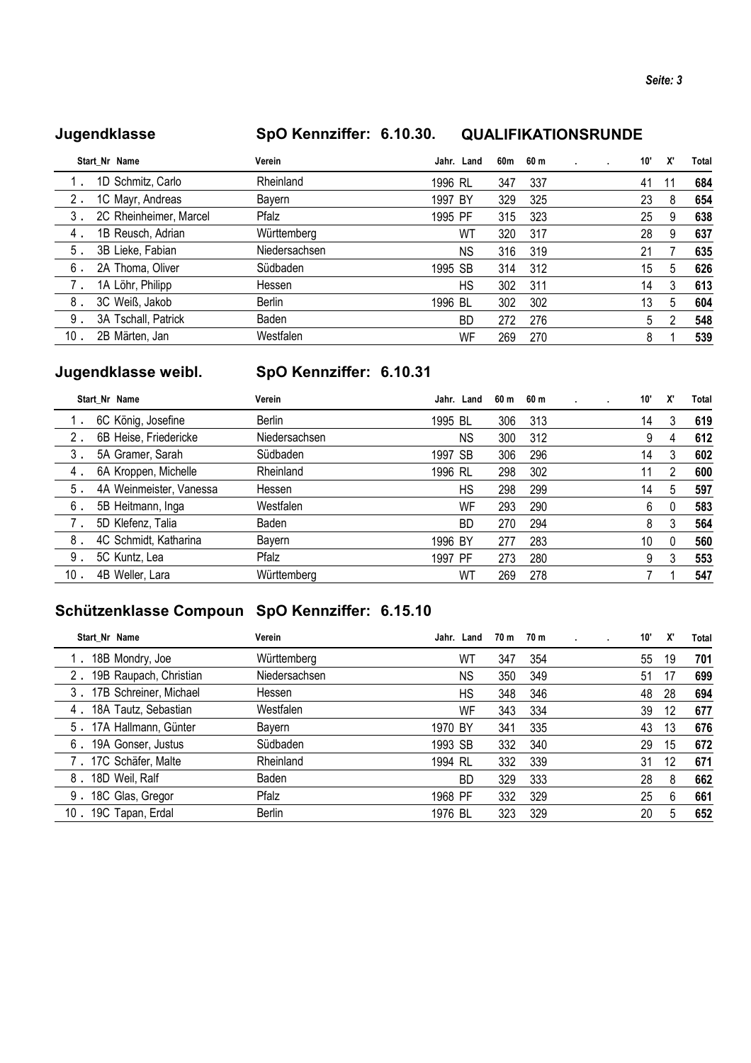## Jugendklasse — SpO Kennziffer: 6.10.30. — QUALIFIKATIONSRUNDE

| | Start_Nr Name | Verein | Jahr. | Land | 60m | 60 m | . | . | 10' | X' | Total |
|---|---|---|---|---|---|---|---|---|---|---|---|
| 1 . | 1D Schmitz, Carlo | Rheinland | 1996 | RL | 347 | 337 | | | 41 | 11 | **684** |
| 2 . | 1C Mayr, Andreas | Bayern | 1997 | BY | 329 | 325 | | | 23 | 8 | **654** |
| 3 . | 2C Rheinheimer, Marcel | Pfalz | 1995 | PF | 315 | 323 | | | 25 | 9 | **638** |
| 4 . | 1B Reusch, Adrian | Württemberg | | WT | 320 | 317 | | | 28 | 9 | **637** |
| 5 . | 3B Lieke, Fabian | Niedersachsen | | NS | 316 | 319 | | | 21 | 7 | **635** |
| 6 . | 2A Thoma, Oliver | Südbaden | 1995 | SB | 314 | 312 | | | 15 | 5 | **626** |
| 7 . | 1A Löhr, Philipp | Hessen | | HS | 302 | 311 | | | 14 | 3 | **613** |
| 8 . | 3C Weiß, Jakob | Berlin | 1996 | BL | 302 | 302 | | | 13 | 5 | **604** |
| 9 . | 3A Tschall, Patrick | Baden | | BD | 272 | 276 | | | 5 | 2 | **548** |
| 10 . | 2B Märten, Jan | Westfalen | | WF | 269 | 270 | | | 8 | 1 | **539** |

## Jugendklasse weibl. — SpO Kennziffer: 6.10.31

| | Start_Nr Name | Verein | Jahr. | Land | 60 m | 60 m | . | . | 10' | X' | Total |
|---|---|---|---|---|---|---|---|---|---|---|---|
| 1 . | 6C König, Josefine | Berlin | 1995 | BL | 306 | 313 | | | 14 | 3 | **619** |
| 2 . | 6B Heise, Friedericke | Niedersachsen | | NS | 300 | 312 | | | 9 | 4 | **612** |
| 3 . | 5A Gramer, Sarah | Südbaden | 1997 | SB | 306 | 296 | | | 14 | 3 | **602** |
| 4 . | 6A Kroppen, Michelle | Rheinland | 1996 | RL | 298 | 302 | | | 11 | 2 | **600** |
| 5 . | 4A Weinmeister, Vanessa | Hessen | | HS | 298 | 299 | | | 14 | 5 | **597** |
| 6 . | 5B Heitmann, Inga | Westfalen | | WF | 293 | 290 | | | 6 | 0 | **583** |
| 7 . | 5D Klefenz, Talia | Baden | | BD | 270 | 294 | | | 8 | 3 | **564** |
| 8 . | 4C Schmidt, Katharina | Bayern | 1996 | BY | 277 | 283 | | | 10 | 0 | **560** |
| 9 . | 5C Kuntz, Lea | Pfalz | 1997 | PF | 273 | 280 | | | 9 | 3 | **553** |
| 10 . | 4B Weller, Lara | Württemberg | | WT | 269 | 278 | | | 7 | 1 | **547** |

## Schützenklasse Compoun — SpO Kennziffer: 6.15.10

| | Start_Nr Name | Verein | Jahr. | Land | 70 m | 70 m | . | . | 10' | X' | Total |
|---|---|---|---|---|---|---|---|---|---|---|---|
| 1 . | 18B Mondry, Joe | Württemberg | | WT | 347 | 354 | | | 55 | 19 | **701** |
| 2 . | 19B Raupach, Christian | Niedersachsen | | NS | 350 | 349 | | | 51 | 17 | **699** |
| 3 . | 17B Schreiner, Michael | Hessen | | HS | 348 | 346 | | | 48 | 28 | **694** |
| 4 . | 18A Tautz, Sebastian | Westfalen | | WF | 343 | 334 | | | 39 | 12 | **677** |
| 5 . | 17A Hallmann, Günter | Bayern | 1970 | BY | 341 | 335 | | | 43 | 13 | **676** |
| 6 . | 19A Gonser, Justus | Südbaden | 1993 | SB | 332 | 340 | | | 29 | 15 | **672** |
| 7 . | 17C Schäfer, Malte | Rheinland | 1994 | RL | 332 | 339 | | | 31 | 12 | **671** |
| 8 . | 18D Weil, Ralf | Baden | | BD | 329 | 333 | | | 28 | 8 | **662** |
| 9 . | 18C Glas, Gregor | Pfalz | 1968 | PF | 332 | 329 | | | 25 | 6 | **661** |
| 10 . | 19C Tapan, Erdal | Berlin | 1976 | BL | 323 | 329 | | | 20 | 5 | **652** |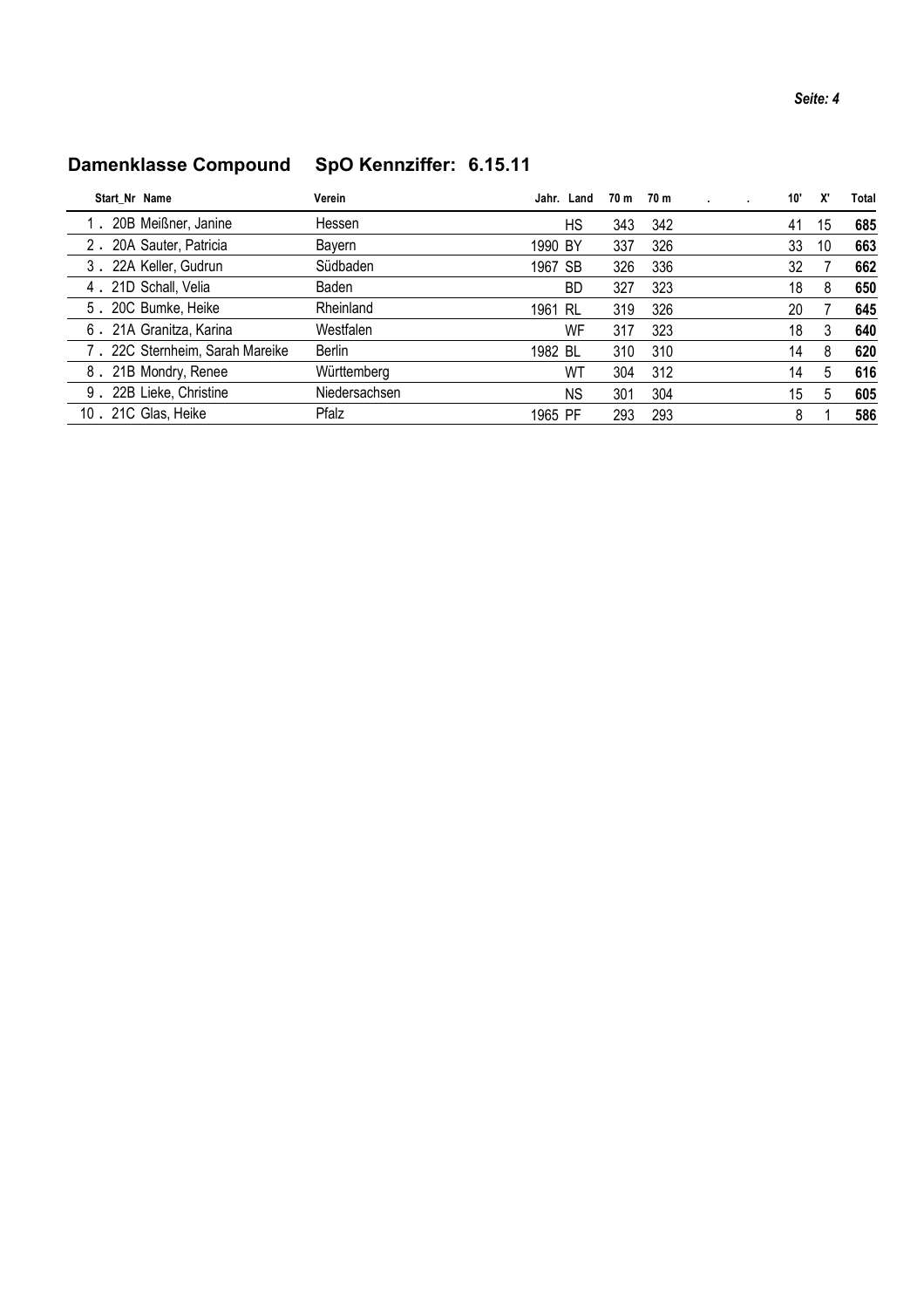## Damenklasse Compound SpO Kennziffer: 6.15.11

| Start_Nr | Name | Verein | Jahr. | Land | 70 m | 70 m | . | . | 10' | X' | Total |
|---|---|---|---|---|---|---|---|---|---|---|---|
| 1 . | 20B Meißner, Janine | Hessen | | HS | 343 | 342 | | | 41 | 15 | **685** |
| 2 . | 20A Sauter, Patricia | Bayern | 1990 | BY | 337 | 326 | | | 33 | 10 | **663** |
| 3 . | 22A Keller, Gudrun | Südbaden | 1967 | SB | 326 | 336 | | | 32 | 7 | **662** |
| 4 . | 21D Schall, Velia | Baden | | BD | 327 | 323 | | | 18 | 8 | **650** |
| 5 . | 20C Bumke, Heike | Rheinland | 1961 | RL | 319 | 326 | | | 20 | 7 | **645** |
| 6 . | 21A Granitza, Karina | Westfalen | | WF | 317 | 323 | | | 18 | 3 | **640** |
| 7 . | 22C Sternheim, Sarah Mareike | Berlin | 1982 | BL | 310 | 310 | | | 14 | 8 | **620** |
| 8 . | 21B Mondry, Renee | Württemberg | | WT | 304 | 312 | | | 14 | 5 | **616** |
| 9 . | 22B Lieke, Christine | Niedersachsen | | NS | 301 | 304 | | | 15 | 5 | **605** |
| 10 . | 21C Glas, Heike | Pfalz | 1965 | PF | 293 | 293 | | | 8 | 1 | **586** |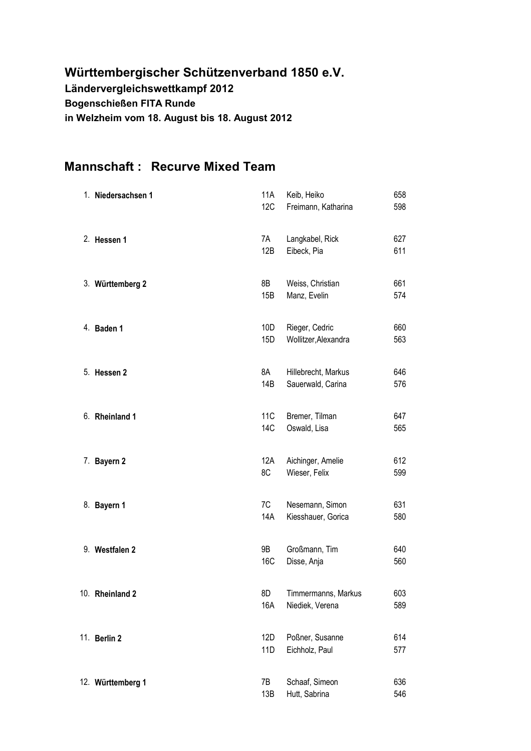## Württembergischer Schützenverband 1850 e.V.

**Ländervergleichswettkampf 2012**

**Bogenschießen FITA Runde**

**in Welzheim vom 18. August bis 18. August 2012**

## Mannschaft : Recurve Mixed Team

| Platz | Mannschaft | Nr. | Name | Ergebnis |
|---|---|---|---|---|
| 1. | **Niedersachsen 1** | 11A | Keib, Heiko | 658 |
| | | 12C | Freimann, Katharina | 598 |
| 2. | **Hessen 1** | 7A | Langkabel, Rick | 627 |
| | | 12B | Eibeck, Pia | 611 |
| 3. | **Württemberg 2** | 8B | Weiss, Christian | 661 |
| | | 15B | Manz, Evelin | 574 |
| 4. | **Baden 1** | 10D | Rieger, Cedric | 660 |
| | | 15D | Wollitzer,Alexandra | 563 |
| 5. | **Hessen 2** | 8A | Hillebrecht, Markus | 646 |
| | | 14B | Sauerwald, Carina | 576 |
| 6. | **Rheinland 1** | 11C | Bremer, Tilman | 647 |
| | | 14C | Oswald, Lisa | 565 |
| 7. | **Bayern 2** | 12A | Aichinger, Amelie | 612 |
| | | 8C | Wieser, Felix | 599 |
| 8. | **Bayern 1** | 7C | Nesemann, Simon | 631 |
| | | 14A | Kiesshauer, Gorica | 580 |
| 9. | **Westfalen 2** | 9B | Großmann, Tim | 640 |
| | | 16C | Disse, Anja | 560 |
| 10. | **Rheinland 2** | 8D | Timmermanns, Markus | 603 |
| | | 16A | Niediek, Verena | 589 |
| 11. | **Berlin 2** | 12D | Poßner, Susanne | 614 |
| | | 11D | Eichholz, Paul | 577 |
| 12. | **Württemberg 1** | 7B | Schaaf, Simeon | 636 |
| | | 13B | Hutt, Sabrina | 546 |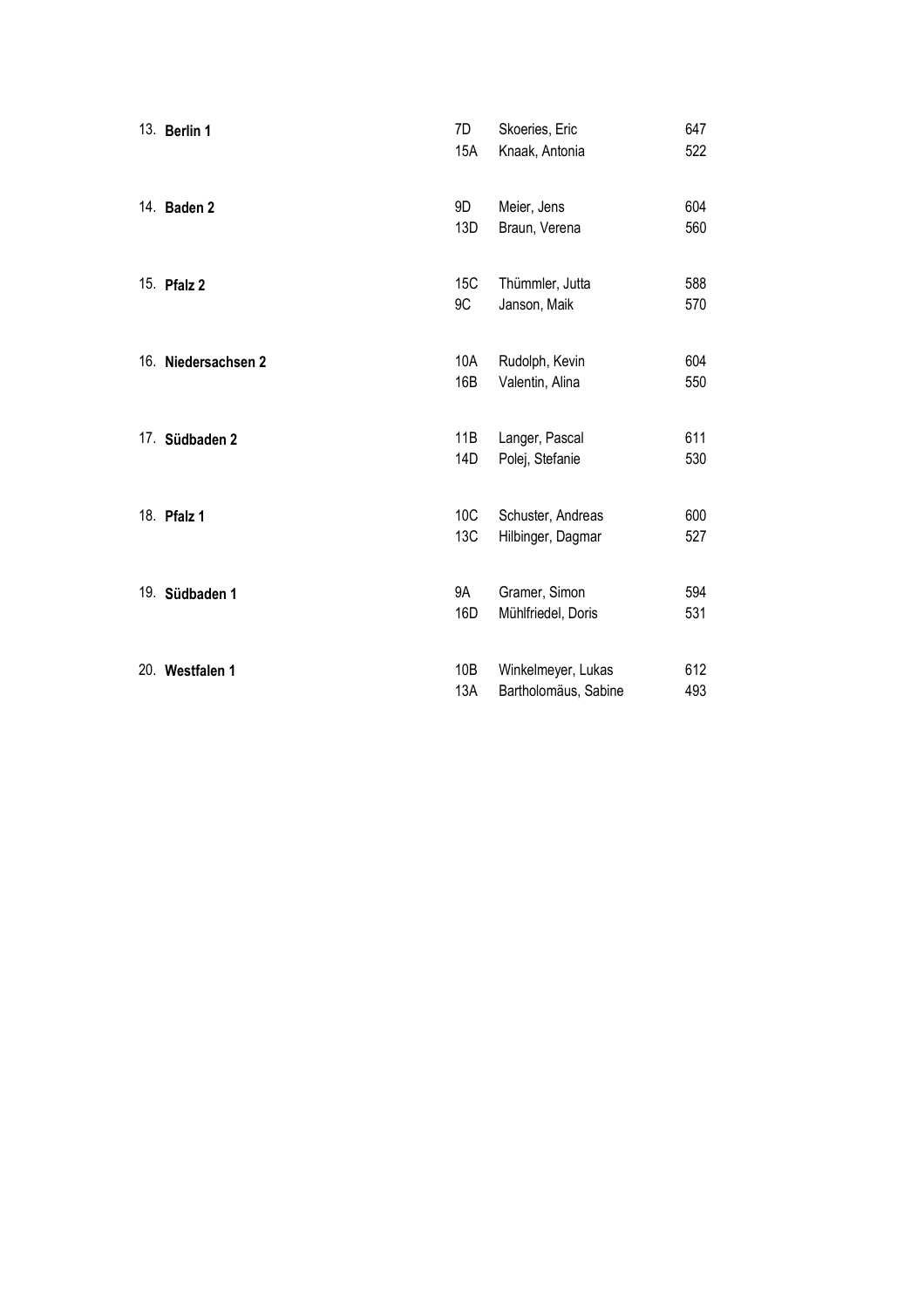| Platz | Team | Bahn | Name | Ergebnis |
|---|---|---|---|---|
| 13. | **Berlin 1** | 7D | Skoeries, Eric | 647 |
| | | 15A | Knaak, Antonia | 522 |
| 14. | **Baden 2** | 9D | Meier, Jens | 604 |
| | | 13D | Braun, Verena | 560 |
| 15. | **Pfalz 2** | 15C | Thümmler, Jutta | 588 |
| | | 9C | Janson, Maik | 570 |
| 16. | **Niedersachsen 2** | 10A | Rudolph, Kevin | 604 |
| | | 16B | Valentin, Alina | 550 |
| 17. | **Südbaden 2** | 11B | Langer, Pascal | 611 |
| | | 14D | Polej, Stefanie | 530 |
| 18. | **Pfalz 1** | 10C | Schuster, Andreas | 600 |
| | | 13C | Hilbinger, Dagmar | 527 |
| 19. | **Südbaden 1** | 9A | Gramer, Simon | 594 |
| | | 16D | Mühlfriedel, Doris | 531 |
| 20. | **Westfalen 1** | 10B | Winkelmeyer, Lukas | 612 |
| | | 13A | Bartholomäus, Sabine | 493 |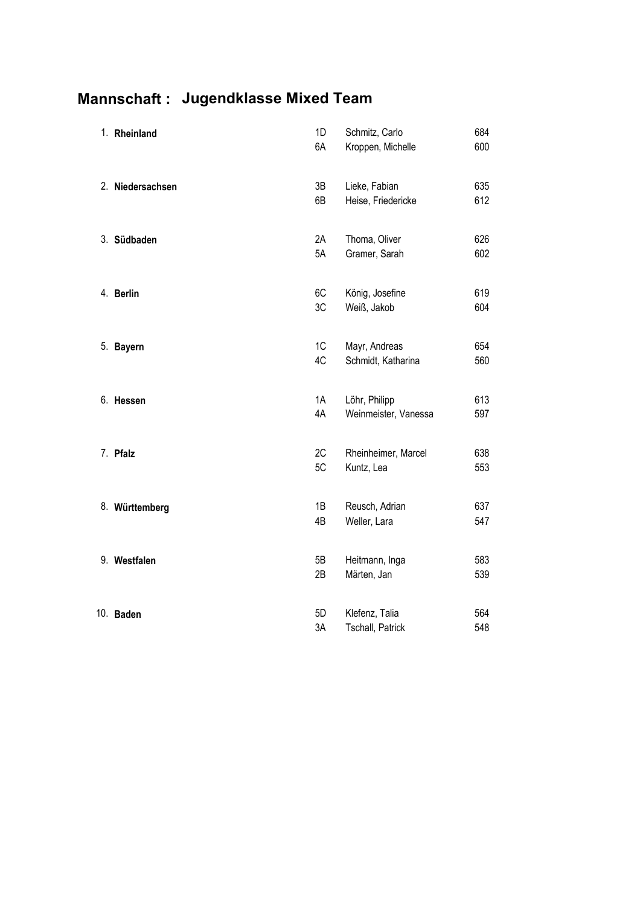## Mannschaft : Jugendklasse Mixed Team

| Platz | Mannschaft | Stand | Name | Ringe |
|---|---|---|---|---|
| 1. | **Rheinland** | 1D | Schmitz, Carlo | 684 |
| | | 6A | Kroppen, Michelle | 600 |
| 2. | **Niedersachsen** | 3B | Lieke, Fabian | 635 |
| | | 6B | Heise, Friedericke | 612 |
| 3. | **Südbaden** | 2A | Thoma, Oliver | 626 |
| | | 5A | Gramer, Sarah | 602 |
| 4. | **Berlin** | 6C | König, Josefine | 619 |
| | | 3C | Weiß, Jakob | 604 |
| 5. | **Bayern** | 1C | Mayr, Andreas | 654 |
| | | 4C | Schmidt, Katharina | 560 |
| 6. | **Hessen** | 1A | Löhr, Philipp | 613 |
| | | 4A | Weinmeister, Vanessa | 597 |
| 7. | **Pfalz** | 2C | Rheinheimer, Marcel | 638 |
| | | 5C | Kuntz, Lea | 553 |
| 8. | **Württemberg** | 1B | Reusch, Adrian | 637 |
| | | 4B | Weller, Lara | 547 |
| 9. | **Westfalen** | 5B | Heitmann, Inga | 583 |
| | | 2B | Märten, Jan | 539 |
| 10. | **Baden** | 5D | Klefenz, Talia | 564 |
| | | 3A | Tschall, Patrick | 548 |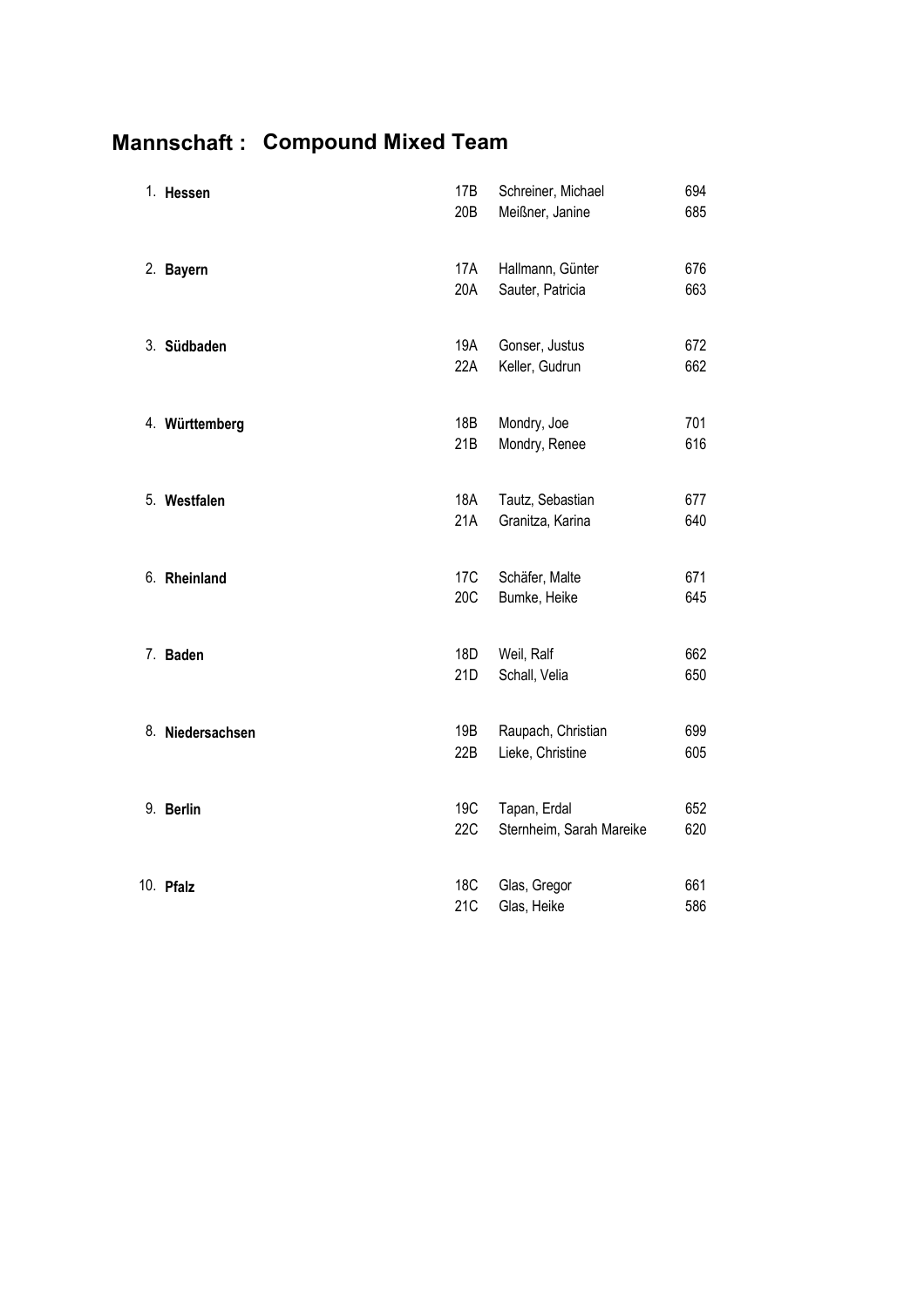# Mannschaft : Compound Mixed Team

| Platz | Mannschaft | Scheibe | Name | Ergebnis |
|---|---|---|---|---|
| 1. | **Hessen** | 17B | Schreiner, Michael | 694 |
| | | 20B | Meißner, Janine | 685 |
| 2. | **Bayern** | 17A | Hallmann, Günter | 676 |
| | | 20A | Sauter, Patricia | 663 |
| 3. | **Südbaden** | 19A | Gonser, Justus | 672 |
| | | 22A | Keller, Gudrun | 662 |
| 4. | **Württemberg** | 18B | Mondry, Joe | 701 |
| | | 21B | Mondry, Renee | 616 |
| 5. | **Westfalen** | 18A | Tautz, Sebastian | 677 |
| | | 21A | Granitza, Karina | 640 |
| 6. | **Rheinland** | 17C | Schäfer, Malte | 671 |
| | | 20C | Bumke, Heike | 645 |
| 7. | **Baden** | 18D | Weil, Ralf | 662 |
| | | 21D | Schall, Velia | 650 |
| 8. | **Niedersachsen** | 19B | Raupach, Christian | 699 |
| | | 22B | Lieke, Christine | 605 |
| 9. | **Berlin** | 19C | Tapan, Erdal | 652 |
| | | 22C | Sternheim, Sarah Mareike | 620 |
| 10. | **Pfalz** | 18C | Glas, Gregor | 661 |
| | | 21C | Glas, Heike | 586 |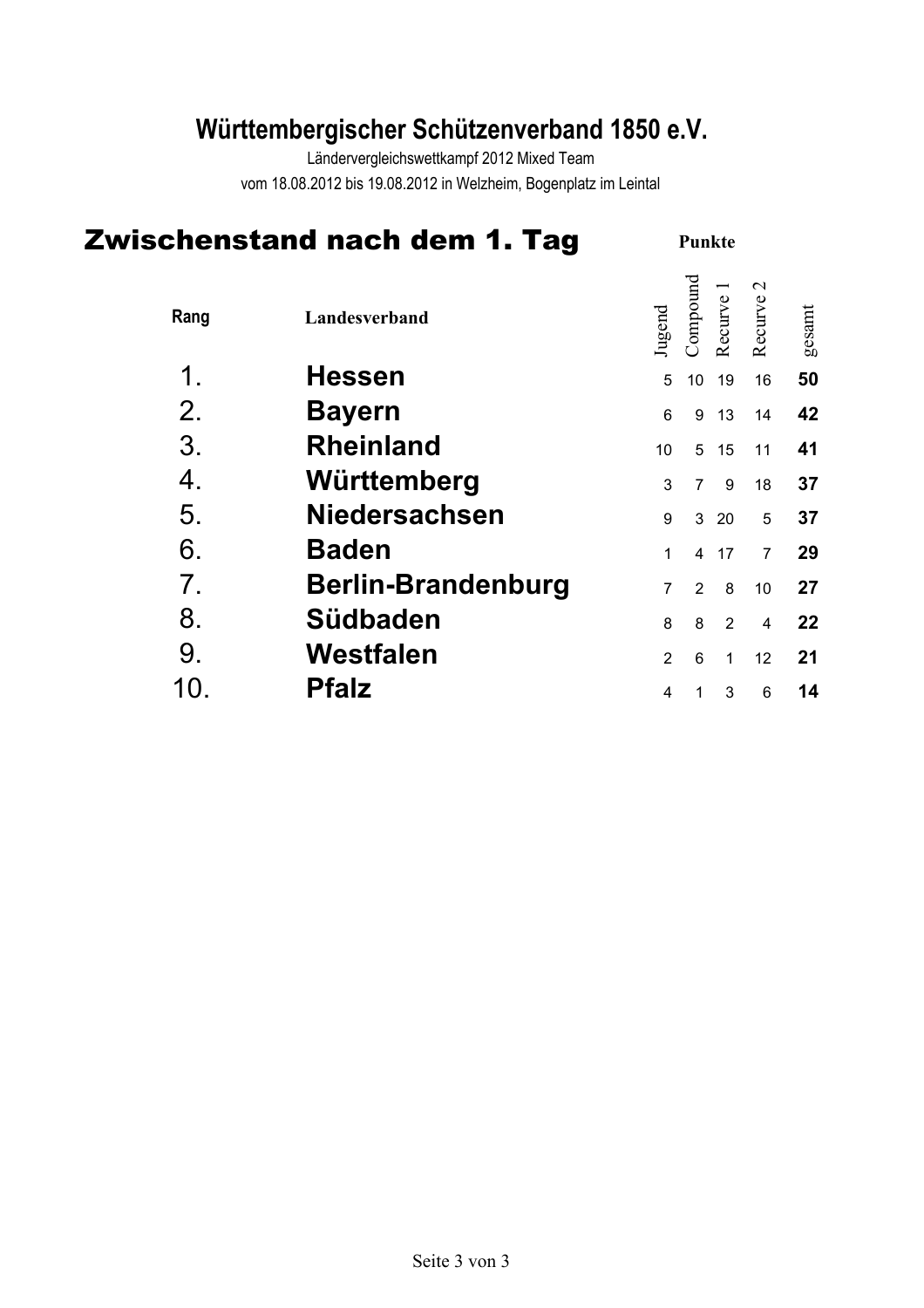# Württembergischer Schützenverband 1850 e.V.

Ländervergleichswettkampf 2012 Mixed Team

vom 18.08.2012 bis 19.08.2012 in Welzheim, Bogenplatz im Leintal

## Zwischenstand nach dem 1. Tag

| Rang | Landesverband | Punkte: Jugend | Compound | Recurve 1 | Recurve 2 | gesamt |
|---|---|---|---|---|---|---|
| 1. | **Hessen** | 5 | 10 | 19 | 16 | **50** |
| 2. | **Bayern** | 6 | 9 | 13 | 14 | **42** |
| 3. | **Rheinland** | 10 | 5 | 15 | 11 | **41** |
| 4. | **Württemberg** | 3 | 7 | 9 | 18 | **37** |
| 5. | **Niedersachsen** | 9 | 3 | 20 | 5 | **37** |
| 6. | **Baden** | 1 | 4 | 17 | 7 | **29** |
| 7. | **Berlin-Brandenburg** | 7 | 2 | 8 | 10 | **27** |
| 8. | **Südbaden** | 8 | 8 | 2 | 4 | **22** |
| 9. | **Westfalen** | 2 | 6 | 1 | 12 | **21** |
| 10. | **Pfalz** | 4 | 1 | 3 | 6 | **14** |